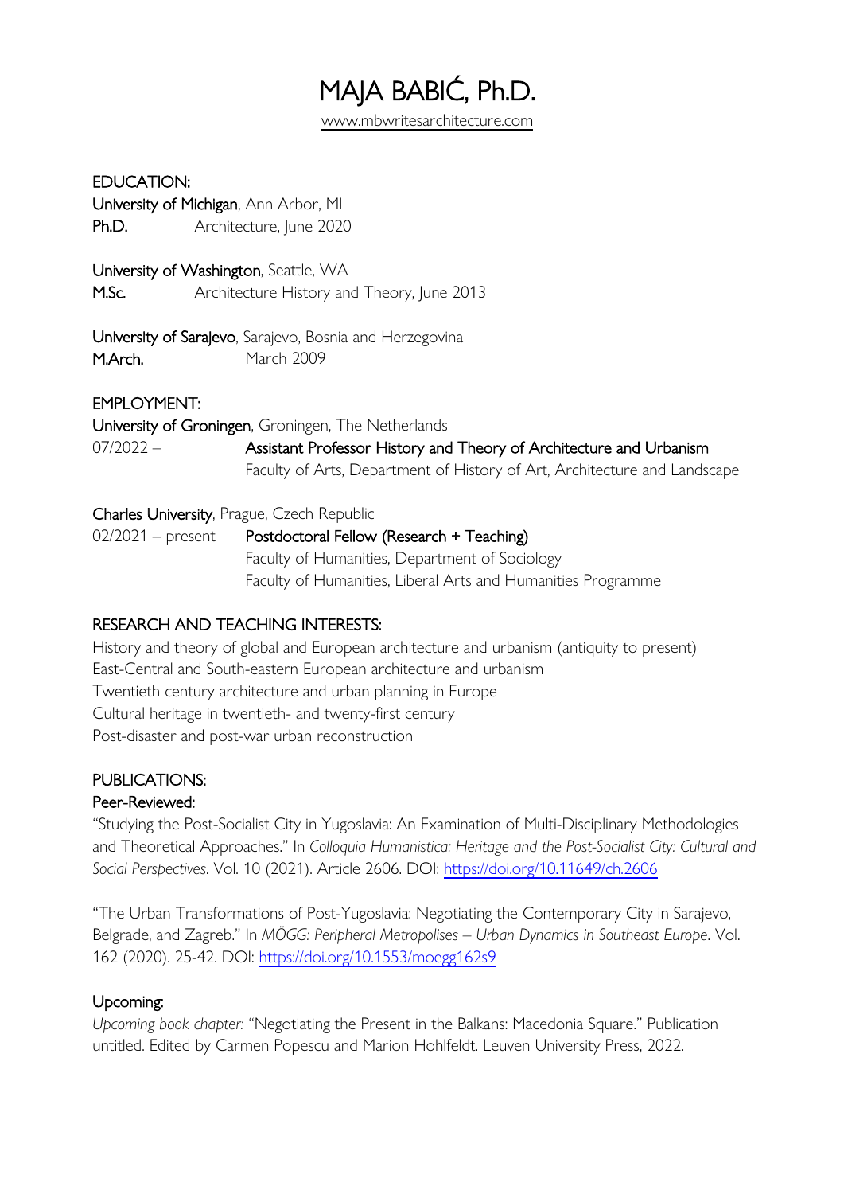# MAJA BABIĆ, Ph.D.

www.mbwritesarchitecture.com

## EDUCATION:

**University of Michigan**, Ann Arbor, MI
**Ph.D.** Architecture, June 2020

**University of Washington**, Seattle, WA
**M.Sc.** Architecture History and Theory, June 2013

**University of Sarajevo**, Sarajevo, Bosnia and Herzegovina
**M.Arch.** March 2009

## EMPLOYMENT:

**University of Groningen**, Groningen, The Netherlands
07/2022 – **Assistant Professor History and Theory of Architecture and Urbanism**
Faculty of Arts, Department of History of Art, Architecture and Landscape

**Charles University**, Prague, Czech Republic
02/2021 – present **Postdoctoral Fellow (Research + Teaching)**
Faculty of Humanities, Department of Sociology
Faculty of Humanities, Liberal Arts and Humanities Programme

## RESEARCH AND TEACHING INTERESTS:

History and theory of global and European architecture and urbanism (antiquity to present)
East-Central and South-eastern European architecture and urbanism
Twentieth century architecture and urban planning in Europe
Cultural heritage in twentieth- and twenty-first century
Post-disaster and post-war urban reconstruction

## PUBLICATIONS:

### Peer-Reviewed:

"Studying the Post-Socialist City in Yugoslavia: An Examination of Multi-Disciplinary Methodologies and Theoretical Approaches." In *Colloquia Humanistica: Heritage and the Post-Socialist City: Cultural and Social Perspectives*. Vol. 10 (2021). Article 2606. DOI: https://doi.org/10.11649/ch.2606

"The Urban Transformations of Post-Yugoslavia: Negotiating the Contemporary City in Sarajevo, Belgrade, and Zagreb." In *MÖGG: Peripheral Metropolises – Urban Dynamics in Southeast Europe*. Vol. 162 (2020). 25-42. DOI: https://doi.org/10.1553/moegg162s9

### Upcoming:

*Upcoming book chapter:* "Negotiating the Present in the Balkans: Macedonia Square." Publication untitled. Edited by Carmen Popescu and Marion Hohlfeldt. Leuven University Press, 2022.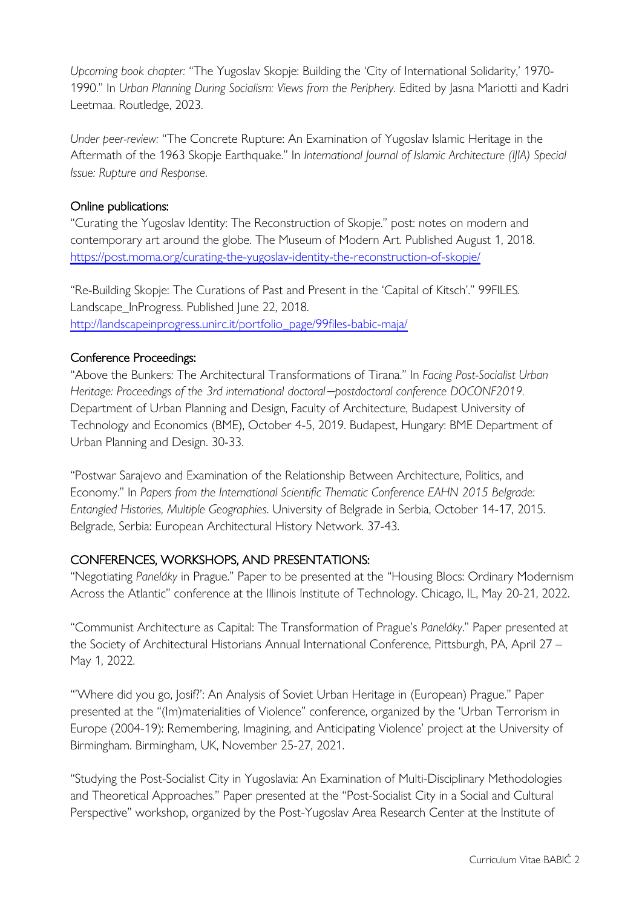*Upcoming book chapter:* "The Yugoslav Skopje: Building the 'City of International Solidarity,' 1970-1990." In *Urban Planning During Socialism: Views from the Periphery.* Edited by Jasna Mariotti and Kadri Leetmaa. Routledge, 2023.

*Under peer-review:* "The Concrete Rupture: An Examination of Yugoslav Islamic Heritage in the Aftermath of the 1963 Skopje Earthquake." In *International Journal of Islamic Architecture (IJIA) Special Issue: Rupture and Response*.

Online publications:

"Curating the Yugoslav Identity: The Reconstruction of Skopje." post: notes on modern and contemporary art around the globe. The Museum of Modern Art. Published August 1, 2018. https://post.moma.org/curating-the-yugoslav-identity-the-reconstruction-of-skopje/

"Re-Building Skopje: The Curations of Past and Present in the 'Capital of Kitsch'." 99FILES. Landscape_InProgress. Published June 22, 2018. http://landscapeinprogress.unirc.it/portfolio_page/99files-babic-maja/

Conference Proceedings:

"Above the Bunkers: The Architectural Transformations of Tirana." In *Facing Post-Socialist Urban Heritage: Proceedings of the 3rd international doctoral–postdoctoral conference DOCONF2019.* Department of Urban Planning and Design, Faculty of Architecture, Budapest University of Technology and Economics (BME), October 4-5, 2019. Budapest, Hungary: BME Department of Urban Planning and Design. 30-33.

"Postwar Sarajevo and Examination of the Relationship Between Architecture, Politics, and Economy." In *Papers from the International Scientific Thematic Conference EAHN 2015 Belgrade: Entangled Histories, Multiple Geographies*. University of Belgrade in Serbia, October 14-17, 2015. Belgrade, Serbia: European Architectural History Network. 37-43.

## CONFERENCES, WORKSHOPS, AND PRESENTATIONS:

"Negotiating *Paneláky* in Prague." Paper to be presented at the "Housing Blocs: Ordinary Modernism Across the Atlantic" conference at the Illinois Institute of Technology. Chicago, IL, May 20-21, 2022.

"Communist Architecture as Capital: The Transformation of Prague's *Paneláky*." Paper presented at the Society of Architectural Historians Annual International Conference, Pittsburgh, PA, April 27 – May 1, 2022.

"'Where did you go, Josif?': An Analysis of Soviet Urban Heritage in (European) Prague." Paper presented at the "(Im)materialities of Violence" conference, organized by the 'Urban Terrorism in Europe (2004-19): Remembering, Imagining, and Anticipating Violence' project at the University of Birmingham. Birmingham, UK, November 25-27, 2021.

"Studying the Post-Socialist City in Yugoslavia: An Examination of Multi-Disciplinary Methodologies and Theoretical Approaches." Paper presented at the "Post-Socialist City in a Social and Cultural Perspective" workshop, organized by the Post-Yugoslav Area Research Center at the Institute of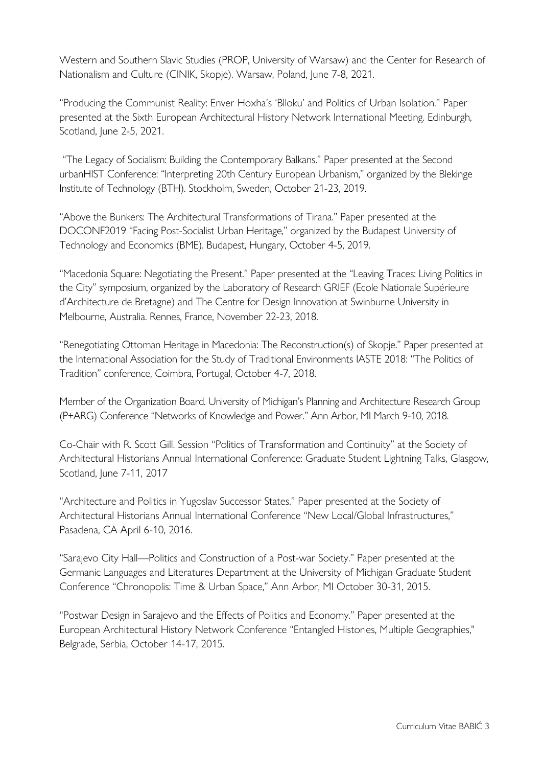Western and Southern Slavic Studies (PROP, University of Warsaw) and the Center for Research of Nationalism and Culture (CINIK, Skopje). Warsaw, Poland, June 7-8, 2021.

"Producing the Communist Reality: Enver Hoxha's 'Blloku' and Politics of Urban Isolation." Paper presented at the Sixth European Architectural History Network International Meeting. Edinburgh, Scotland, June 2-5, 2021.

"The Legacy of Socialism: Building the Contemporary Balkans." Paper presented at the Second urbanHIST Conference: "Interpreting 20th Century European Urbanism," organized by the Blekinge Institute of Technology (BTH). Stockholm, Sweden, October 21-23, 2019.

"Above the Bunkers: The Architectural Transformations of Tirana." Paper presented at the DOCONF2019 "Facing Post-Socialist Urban Heritage," organized by the Budapest University of Technology and Economics (BME). Budapest, Hungary, October 4-5, 2019.

"Macedonia Square: Negotiating the Present." Paper presented at the "Leaving Traces: Living Politics in the City" symposium, organized by the Laboratory of Research GRIEF (Ecole Nationale Supérieure d'Architecture de Bretagne) and The Centre for Design Innovation at Swinburne University in Melbourne, Australia. Rennes, France, November 22-23, 2018.

"Renegotiating Ottoman Heritage in Macedonia: The Reconstruction(s) of Skopje." Paper presented at the International Association for the Study of Traditional Environments IASTE 2018: "The Politics of Tradition" conference, Coimbra, Portugal, October 4-7, 2018.

Member of the Organization Board. University of Michigan's Planning and Architecture Research Group (P+ARG) Conference "Networks of Knowledge and Power." Ann Arbor, MI March 9-10, 2018.

Co-Chair with R. Scott Gill. Session "Politics of Transformation and Continuity" at the Society of Architectural Historians Annual International Conference: Graduate Student Lightning Talks, Glasgow, Scotland, June 7-11, 2017

"Architecture and Politics in Yugoslav Successor States." Paper presented at the Society of Architectural Historians Annual International Conference "New Local/Global Infrastructures," Pasadena, CA April 6-10, 2016.

"Sarajevo City Hall—Politics and Construction of a Post-war Society." Paper presented at the Germanic Languages and Literatures Department at the University of Michigan Graduate Student Conference "Chronopolis: Time & Urban Space," Ann Arbor, MI October 30-31, 2015.

"Postwar Design in Sarajevo and the Effects of Politics and Economy." Paper presented at the European Architectural History Network Conference "Entangled Histories, Multiple Geographies," Belgrade, Serbia, October 14-17, 2015.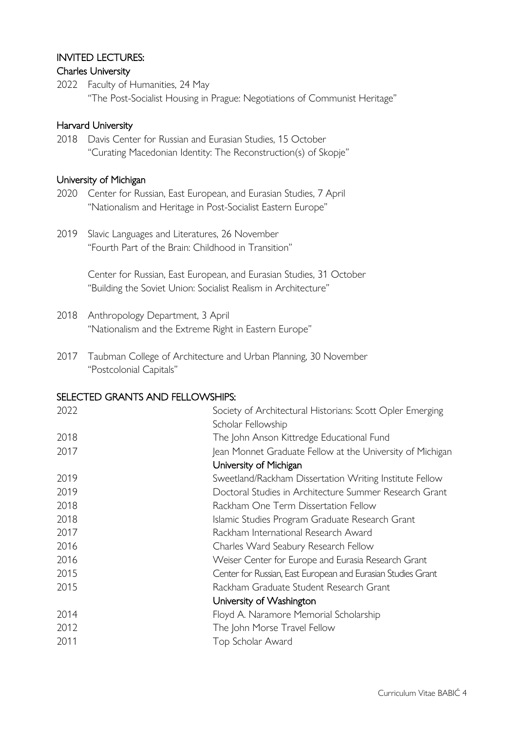## INVITED LECTURES:

### Charles University

2022 Faculty of Humanities, 24 May
"The Post-Socialist Housing in Prague: Negotiations of Communist Heritage"

### Harvard University

2018 Davis Center for Russian and Eurasian Studies, 15 October
"Curating Macedonian Identity: The Reconstruction(s) of Skopje"

### University of Michigan

2020 Center for Russian, East European, and Eurasian Studies, 7 April
"Nationalism and Heritage in Post-Socialist Eastern Europe"

2019 Slavic Languages and Literatures, 26 November
"Fourth Part of the Brain: Childhood in Transition"

Center for Russian, East European, and Eurasian Studies, 31 October
"Building the Soviet Union: Socialist Realism in Architecture"

2018 Anthropology Department, 3 April
"Nationalism and the Extreme Right in Eastern Europe"

2017 Taubman College of Architecture and Urban Planning, 30 November
"Postcolonial Capitals"

## SELECTED GRANTS AND FELLOWSHIPS:

2022 Society of Architectural Historians: Scott Opler Emerging Scholar Fellowship
2018 The John Anson Kittredge Educational Fund
2017 Jean Monnet Graduate Fellow at the University of Michigan

### University of Michigan

2019 Sweetland/Rackham Dissertation Writing Institute Fellow
2019 Doctoral Studies in Architecture Summer Research Grant
2018 Rackham One Term Dissertation Fellow
2018 Islamic Studies Program Graduate Research Grant
2017 Rackham International Research Award
2016 Charles Ward Seabury Research Fellow
2016 Weiser Center for Europe and Eurasia Research Grant
2015 Center for Russian, East European and Eurasian Studies Grant
2015 Rackham Graduate Student Research Grant

### University of Washington

2014 Floyd A. Naramore Memorial Scholarship
2012 The John Morse Travel Fellow
2011 Top Scholar Award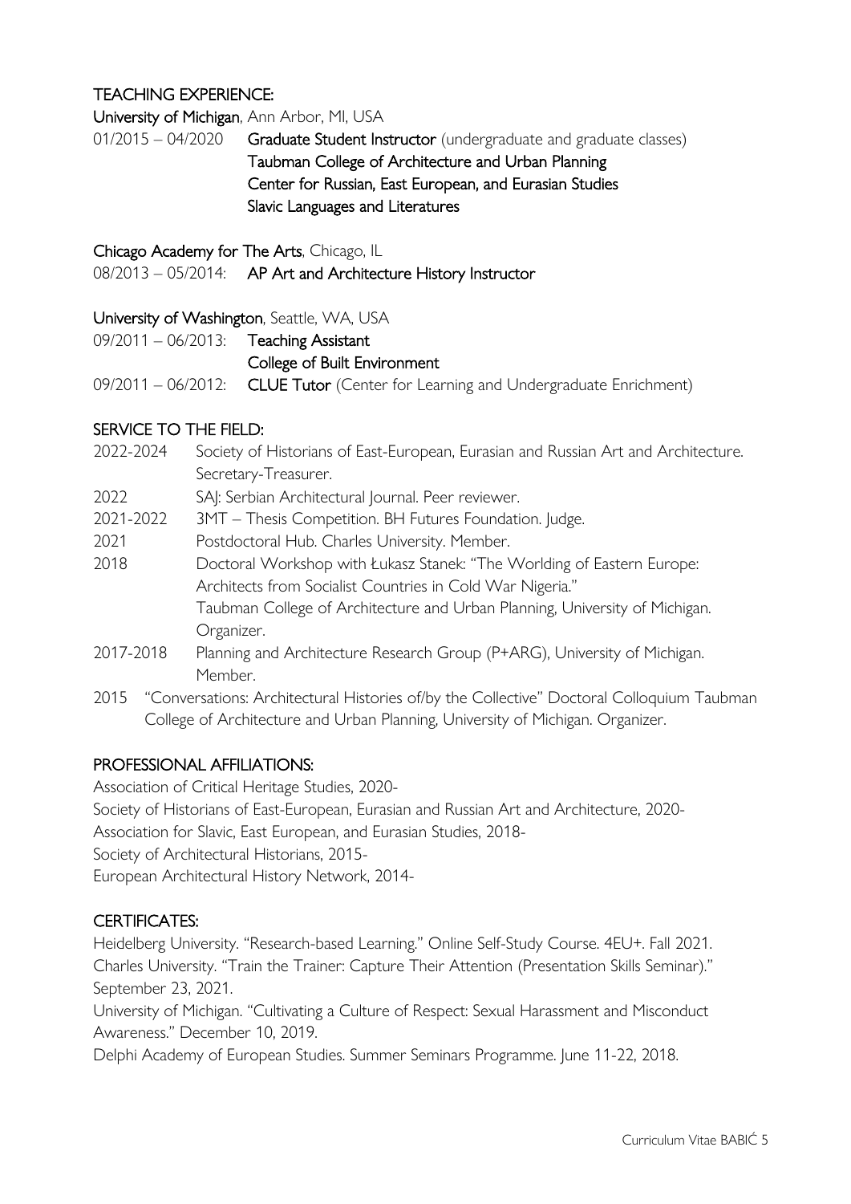## TEACHING EXPERIENCE:

**University of Michigan**, Ann Arbor, MI, USA

01/2015 – 04/2020 **Graduate Student Instructor** (undergraduate and graduate classes)
**Taubman College of Architecture and Urban Planning**
**Center for Russian, East European, and Eurasian Studies**
**Slavic Languages and Literatures**

**Chicago Academy for The Arts**, Chicago, IL

08/2013 – 05/2014: **AP Art and Architecture History Instructor**

**University of Washington**, Seattle, WA, USA

09/2011 – 06/2013: **Teaching Assistant**
**College of Built Environment**

09/2011 – 06/2012: **CLUE Tutor** (Center for Learning and Undergraduate Enrichment)

## SERVICE TO THE FIELD:

2022-2024 Society of Historians of East-European, Eurasian and Russian Art and Architecture. Secretary-Treasurer.

2022 SAJ: Serbian Architectural Journal. Peer reviewer.

2021-2022 3MT – Thesis Competition. BH Futures Foundation. Judge.

2021 Postdoctoral Hub. Charles University. Member.

2018 Doctoral Workshop with Łukasz Stanek: "The Worlding of Eastern Europe: Architects from Socialist Countries in Cold War Nigeria."
Taubman College of Architecture and Urban Planning, University of Michigan. Organizer.

2017-2018 Planning and Architecture Research Group (P+ARG), University of Michigan. Member.

2015 "Conversations: Architectural Histories of/by the Collective" Doctoral Colloquium Taubman College of Architecture and Urban Planning, University of Michigan. Organizer.

## PROFESSIONAL AFFILIATIONS:

Association of Critical Heritage Studies, 2020-
Society of Historians of East-European, Eurasian and Russian Art and Architecture, 2020-
Association for Slavic, East European, and Eurasian Studies, 2018-
Society of Architectural Historians, 2015-
European Architectural History Network, 2014-

## CERTIFICATES:

Heidelberg University. "Research-based Learning." Online Self-Study Course. 4EU+. Fall 2021.
Charles University. "Train the Trainer: Capture Their Attention (Presentation Skills Seminar)." September 23, 2021.
University of Michigan. "Cultivating a Culture of Respect: Sexual Harassment and Misconduct Awareness." December 10, 2019.
Delphi Academy of European Studies. Summer Seminars Programme. June 11-22, 2018.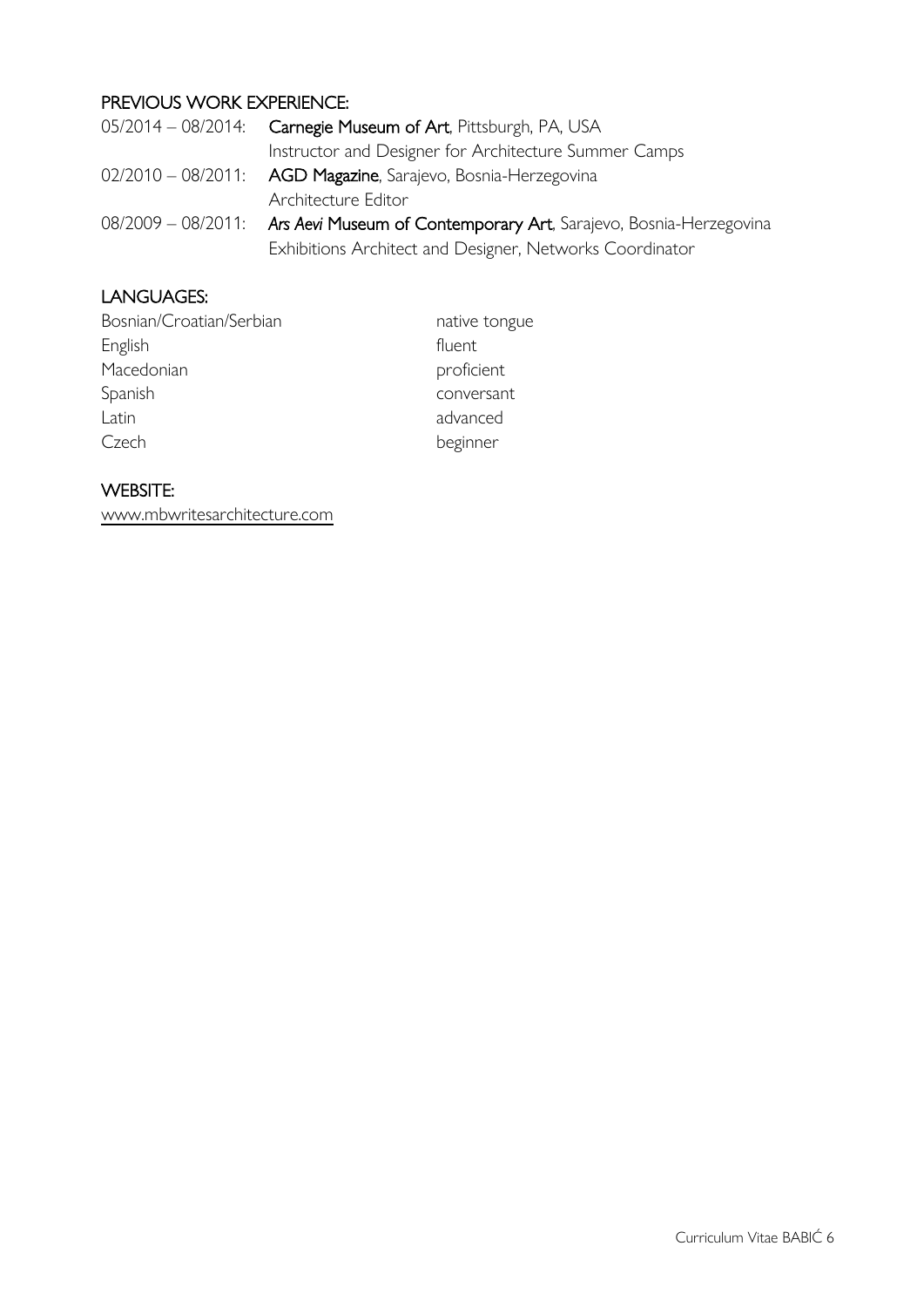## PREVIOUS WORK EXPERIENCE:

05/2014 – 08/2014: **Carnegie Museum of Art**, Pittsburgh, PA, USA
Instructor and Designer for Architecture Summer Camps

02/2010 – 08/2011: **AGD Magazine**, Sarajevo, Bosnia-Herzegovina
Architecture Editor

08/2009 – 08/2011: ***Ars Aevi* Museum of Contemporary Art**, Sarajevo, Bosnia-Herzegovina
Exhibitions Architect and Designer, Networks Coordinator

## LANGUAGES:

| | |
|---|---|
| Bosnian/Croatian/Serbian | native tongue |
| English | fluent |
| Macedonian | proficient |
| Spanish | conversant |
| Latin | advanced |
| Czech | beginner |

## WEBSITE:

www.mbwritesarchitecture.com